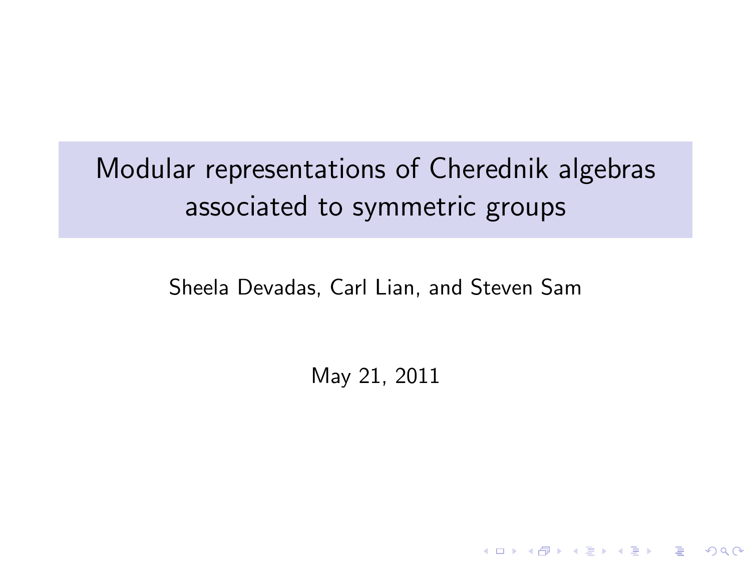# Modular representations of Cherednik algebras associated to symmetric groups

Sheela Devadas, Carl Lian, and Steven Sam

May 21, 2011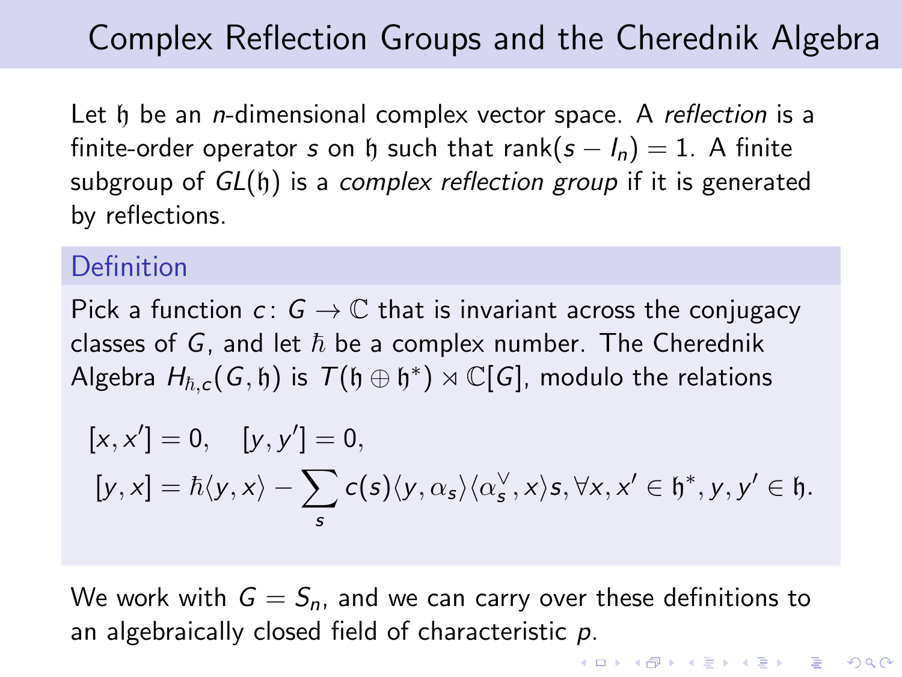# Complex Reflection Groups and the Cherednik Algebra

Let $\mathfrak{h}$ be an $n$-dimensional complex vector space. A *reflection* is a finite-order operator $s$ on $\mathfrak{h}$ such that $\text{rank}(s - I_n) = 1$. A finite subgroup of $GL(\mathfrak{h})$ is a *complex reflection group* if it is generated by reflections.

## Definition

Pick a function $c \colon G \to \mathbb{C}$ that is invariant across the conjugacy classes of $G$, and let $\hbar$ be a complex number. The Cherednik Algebra $H_{\hbar,c}(G, \mathfrak{h})$ is $T(\mathfrak{h} \oplus \mathfrak{h}^*) \rtimes \mathbb{C}[G]$, modulo the relations

$$[x, x'] = 0, \quad [y, y'] = 0,$$
$$[y, x] = \hbar \langle y, x \rangle - \sum_s c(s) \langle y, \alpha_s \rangle \langle \alpha_s^\vee, x \rangle s, \forall x, x' \in \mathfrak{h}^*, y, y' \in \mathfrak{h}.$$

We work with $G = S_n$, and we can carry over these definitions to an algebraically closed field of characteristic $p$.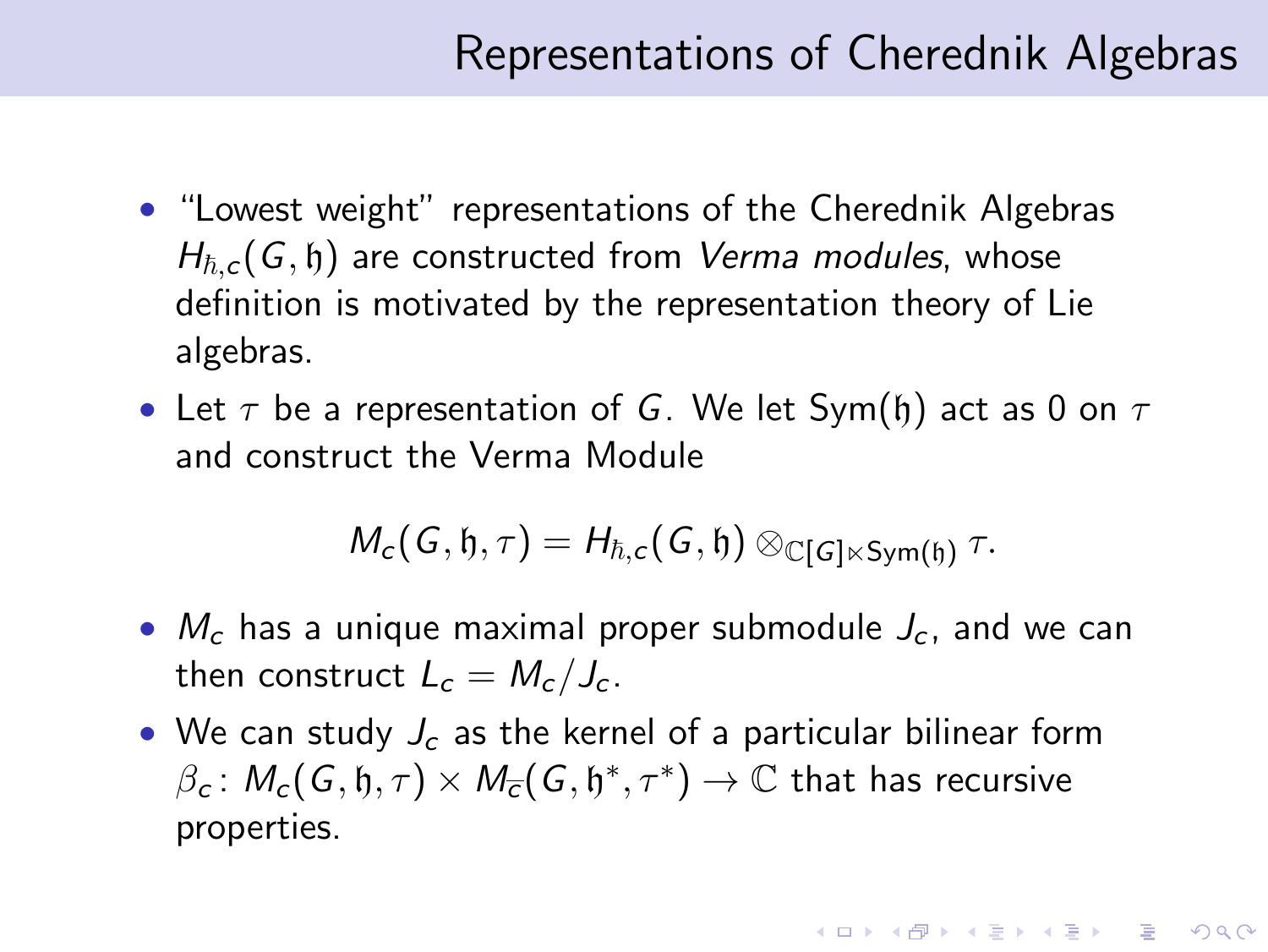## Representations of Cherednik Algebras

- "Lowest weight" representations of the Cherednik Algebras $H_{\hbar,c}(G, \mathfrak{h})$ are constructed from *Verma modules*, whose definition is motivated by the representation theory of Lie algebras.
- Let $\tau$ be a representation of $G$. We let $\mathrm{Sym}(\mathfrak{h})$ act as 0 on $\tau$ and construct the Verma Module

$$M_c(G, \mathfrak{h}, \tau) = H_{\hbar,c}(G, \mathfrak{h}) \otimes_{\mathbb{C}[G] \ltimes \mathrm{Sym}(\mathfrak{h})} \tau.$$

- $M_c$ has a unique maximal proper submodule $J_c$, and we can then construct $L_c = M_c / J_c$.
- We can study $J_c$ as the kernel of a particular bilinear form $\beta_c \colon M_c(G, \mathfrak{h}, \tau) \times M_{\overline{c}}(G, \mathfrak{h}^*, \tau^*) \to \mathbb{C}$ that has recursive properties.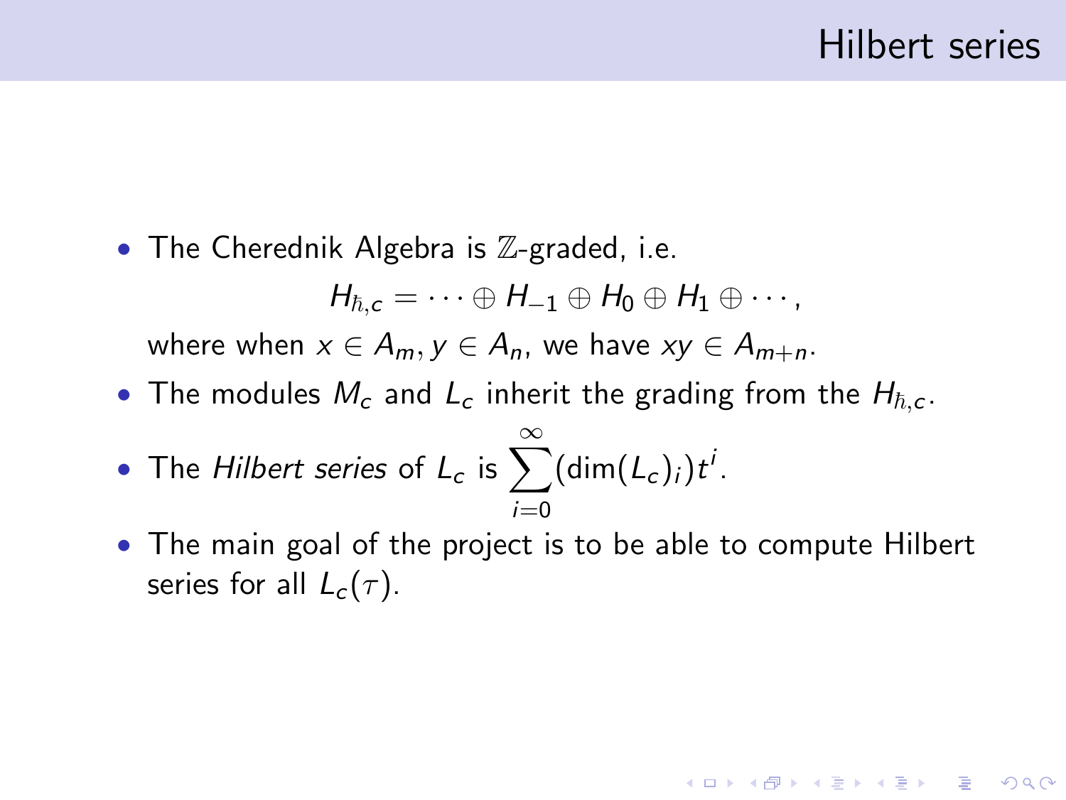# Hilbert series

- The Cherednik Algebra is $\mathbb{Z}$-graded, i.e.

$$H_{\hbar,c} = \cdots \oplus H_{-1} \oplus H_0 \oplus H_1 \oplus \cdots,$$

  where when $x \in A_m, y \in A_n$, we have $xy \in A_{m+n}$.

- The modules $M_c$ and $L_c$ inherit the grading from the $H_{\hbar,c}$.
- The *Hilbert series* of $L_c$ is $\sum_{i=0}^{\infty} (\dim(L_c)_i) t^i$.
- The main goal of the project is to be able to compute Hilbert series for all $L_c(\tau)$.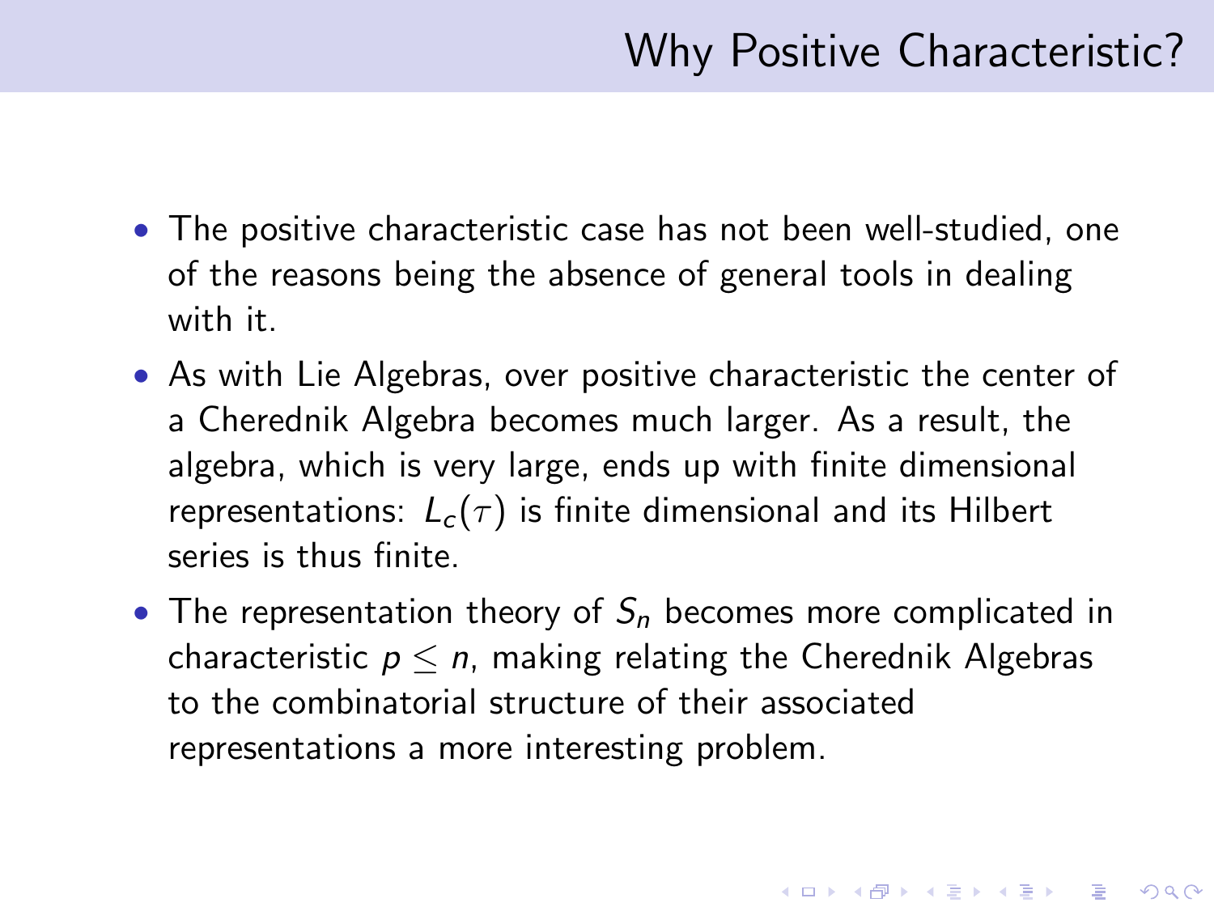# Why Positive Characteristic?

- The positive characteristic case has not been well-studied, one of the reasons being the absence of general tools in dealing with it.
- As with Lie Algebras, over positive characteristic the center of a Cherednik Algebra becomes much larger. As a result, the algebra, which is very large, ends up with finite dimensional representations: $L_c(\tau)$ is finite dimensional and its Hilbert series is thus finite.
- The representation theory of $S_n$ becomes more complicated in characteristic $p \leq n$, making relating the Cherednik Algebras to the combinatorial structure of their associated representations a more interesting problem.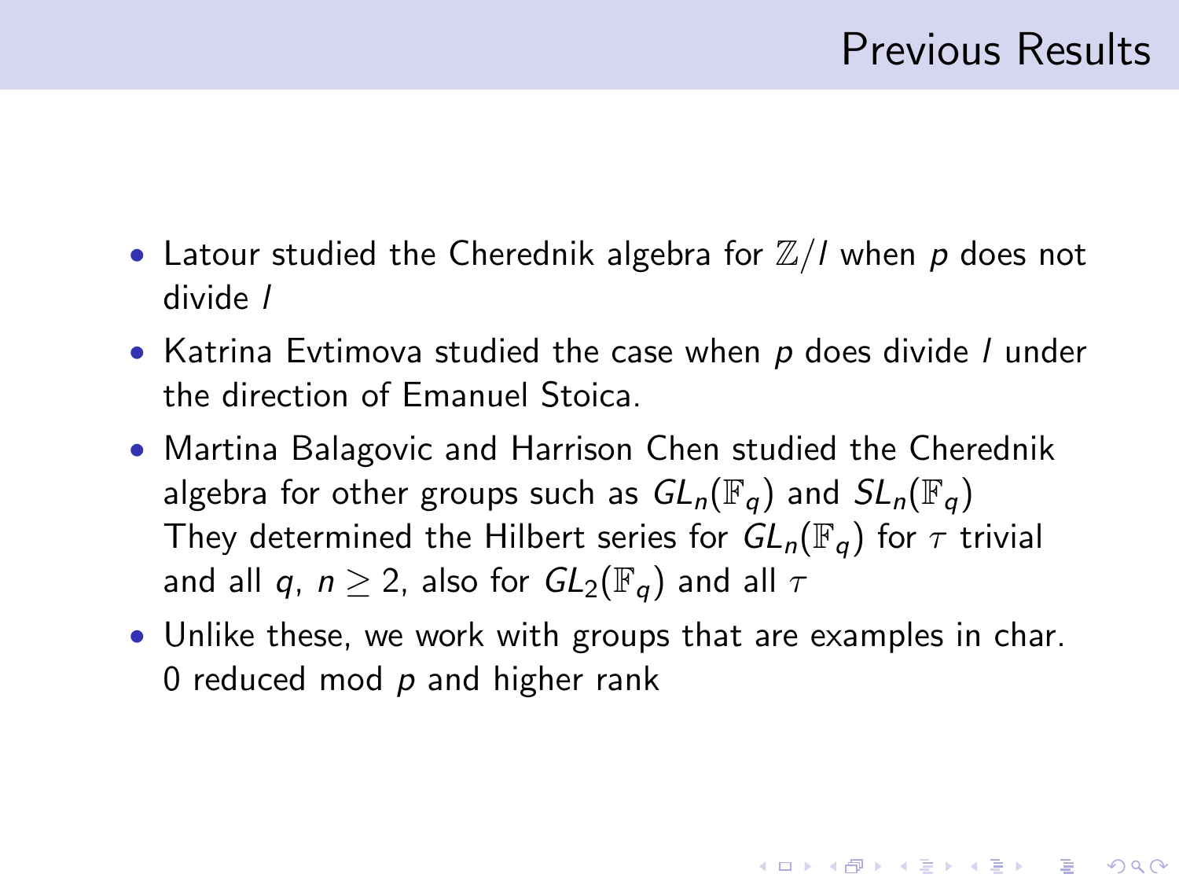# Previous Results

- Latour studied the Cherednik algebra for $\mathbb{Z}/l$ when $p$ does not divide $l$
- Katrina Evtimova studied the case when $p$ does divide $l$ under the direction of Emanuel Stoica.
- Martina Balagovic and Harrison Chen studied the Cherednik algebra for other groups such as $GL_n(\mathbb{F}_q)$ and $SL_n(\mathbb{F}_q)$ They determined the Hilbert series for $GL_n(\mathbb{F}_q)$ for $\tau$ trivial and all $q$, $n \geq 2$, also for $GL_2(\mathbb{F}_q)$ and all $\tau$
- Unlike these, we work with groups that are examples in char. 0 reduced mod $p$ and higher rank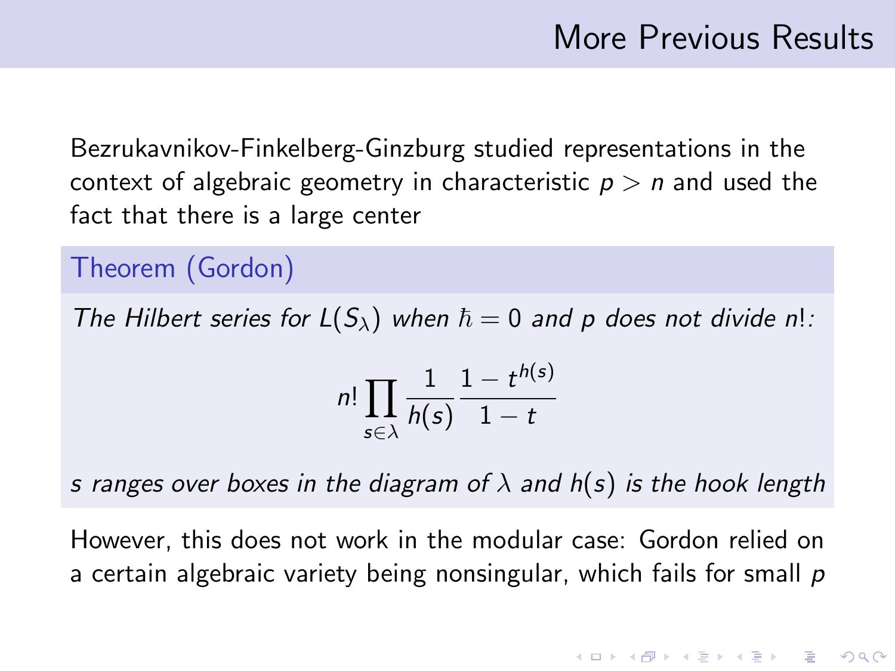# More Previous Results

Bezrukavnikov-Finkelberg-Ginzburg studied representations in the context of algebraic geometry in characteristic $p > n$ and used the fact that there is a large center

**Theorem (Gordon)**

*The Hilbert series for $L(S_\lambda)$ when $\hbar = 0$ and $p$ does not divide $n!$:*

$$n! \prod_{s \in \lambda} \frac{1}{h(s)} \frac{1 - t^{h(s)}}{1 - t}$$

*$s$ ranges over boxes in the diagram of $\lambda$ and $h(s)$ is the hook length*

However, this does not work in the modular case: Gordon relied on a certain algebraic variety being nonsingular, which fails for small $p$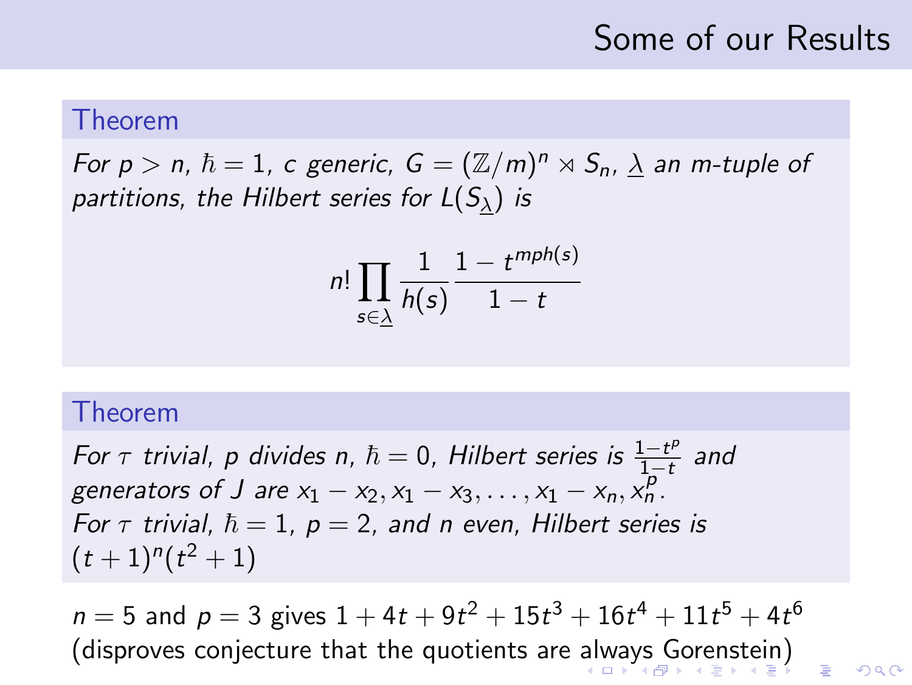# Some of our Results

### Theorem

*For $p > n$, $\hbar = 1$, $c$ generic, $G = (\mathbb{Z}/m)^n \rtimes S_n$, $\underline{\lambda}$ an $m$-tuple of partitions, the Hilbert series for $L(S_{\underline{\lambda}})$ is*

$$n! \prod_{s \in \underline{\lambda}} \frac{1}{h(s)} \frac{1 - t^{mph(s)}}{1 - t}$$

### Theorem

*For $\tau$ trivial, $p$ divides $n$, $\hbar = 0$, Hilbert series is $\frac{1-t^p}{1-t}$ and generators of $J$ are $x_1 - x_2, x_1 - x_3, \ldots, x_1 - x_n, x_n^p$.*
*For $\tau$ trivial, $\hbar = 1$, $p = 2$, and $n$ even, Hilbert series is $(t+1)^n(t^2+1)$*

$n = 5$ and $p = 3$ gives $1 + 4t + 9t^2 + 15t^3 + 16t^4 + 11t^5 + 4t^6$ (disproves conjecture that the quotients are always Gorenstein)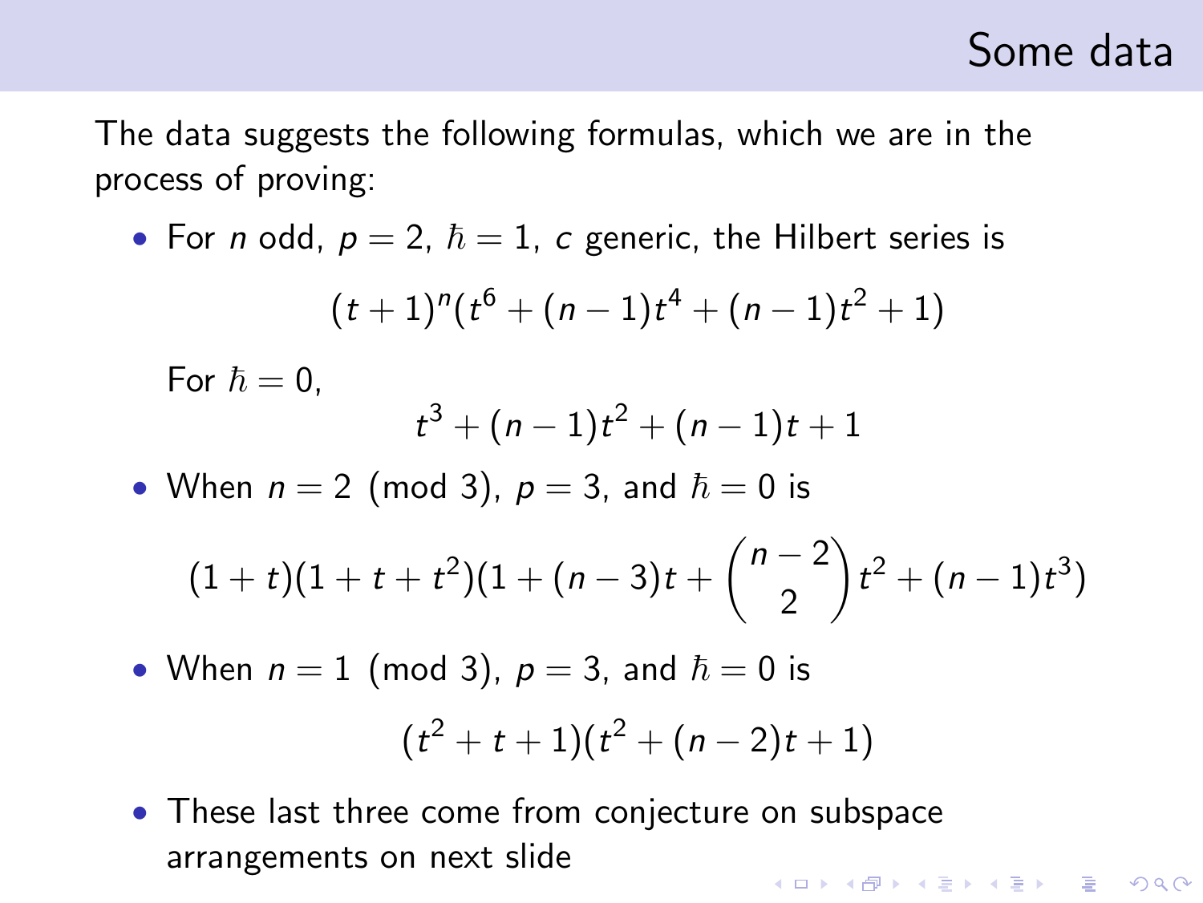# Some data

The data suggests the following formulas, which we are in the process of proving:

- For $n$ odd, $p = 2$, $\hbar = 1$, $c$ generic, the Hilbert series is

$$(t+1)^n(t^6 + (n-1)t^4 + (n-1)t^2 + 1)$$

  For $\hbar = 0$,

$$t^3 + (n-1)t^2 + (n-1)t + 1$$

- When $n = 2 \pmod 3$, $p = 3$, and $\hbar = 0$ is

$$(1+t)(1+t+t^2)(1 + (n-3)t + \binom{n-2}{2}t^2 + (n-1)t^3)$$

- When $n = 1 \pmod 3$, $p = 3$, and $\hbar = 0$ is

$$(t^2 + t + 1)(t^2 + (n-2)t + 1)$$

- These last three come from conjecture on subspace arrangements on next slide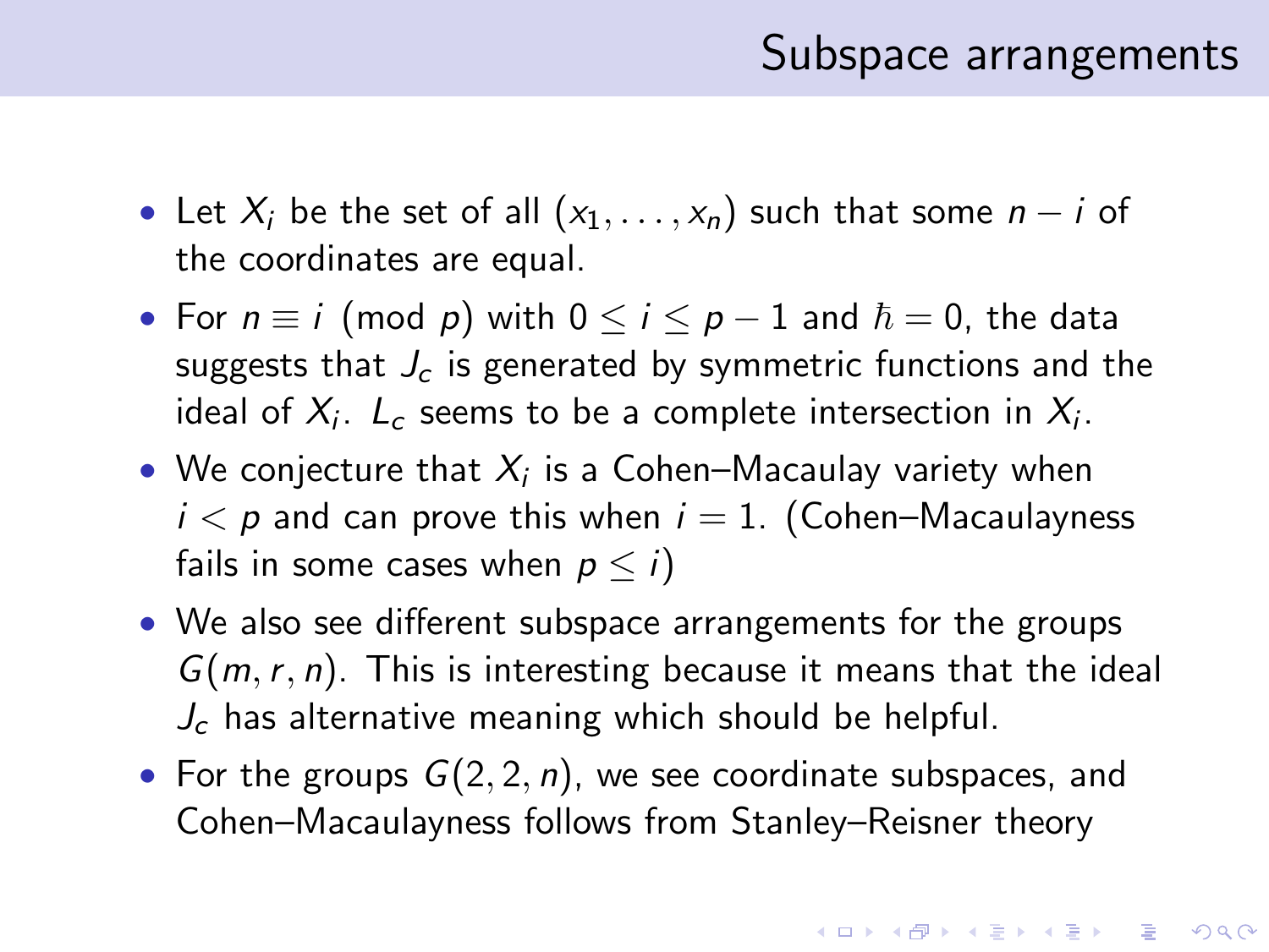# Subspace arrangements

- Let $X_i$ be the set of all $(x_1, \ldots, x_n)$ such that some $n-i$ of the coordinates are equal.
- For $n \equiv i \pmod{p}$ with $0 \le i \le p-1$ and $\hbar = 0$, the data suggests that $J_c$ is generated by symmetric functions and the ideal of $X_i$. $L_c$ seems to be a complete intersection in $X_i$.
- We conjecture that $X_i$ is a Cohen–Macaulay variety when $i < p$ and can prove this when $i = 1$. (Cohen–Macaulayness fails in some cases when $p \le i$)
- We also see different subspace arrangements for the groups $G(m, r, n)$. This is interesting because it means that the ideal $J_c$ has alternative meaning which should be helpful.
- For the groups $G(2, 2, n)$, we see coordinate subspaces, and Cohen–Macaulayness follows from Stanley–Reisner theory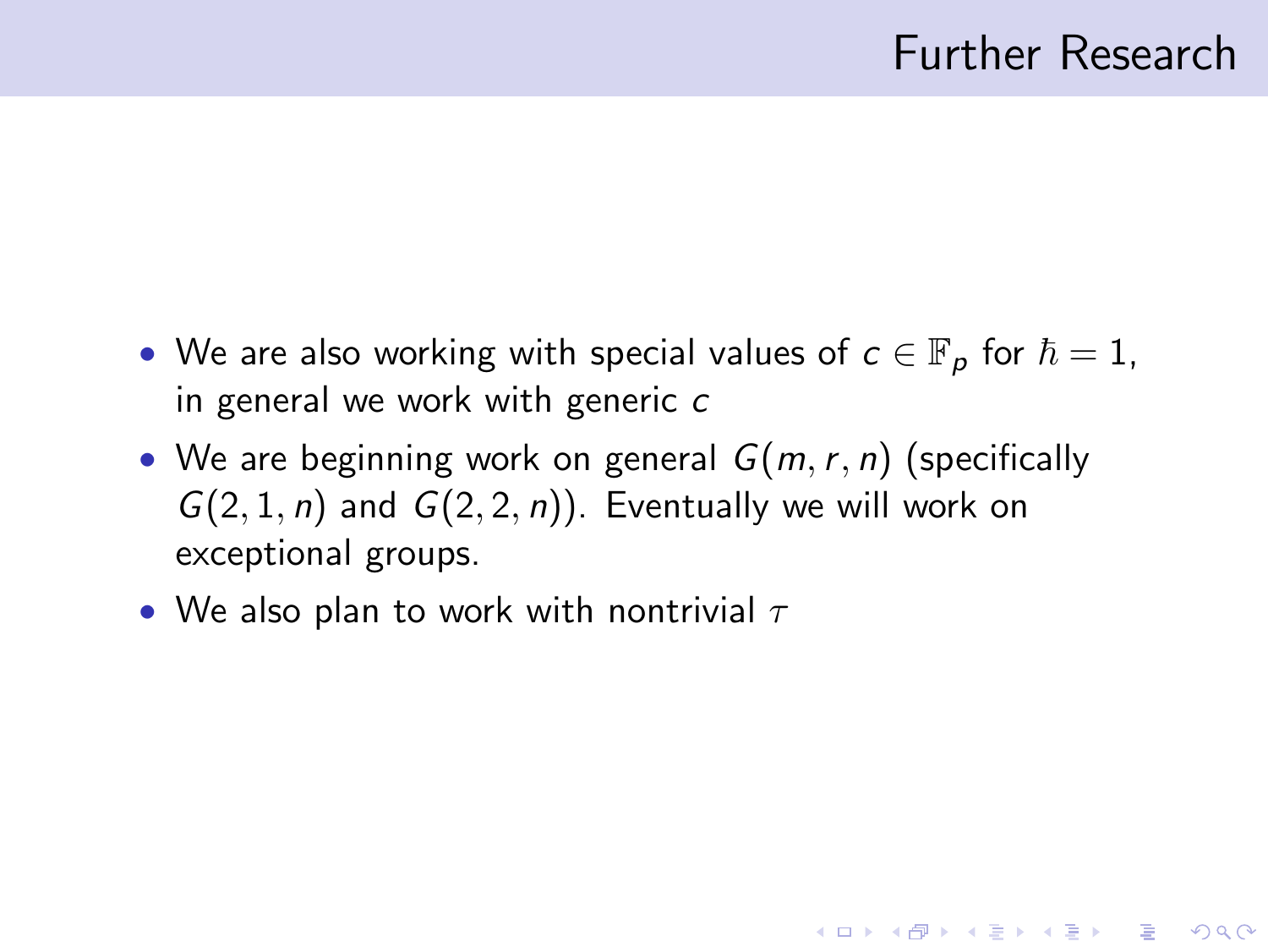# Further Research

- We are also working with special values of $c \in \mathbb{F}_p$ for $\hbar = 1$, in general we work with generic $c$
- We are beginning work on general $G(m, r, n)$ (specifically $G(2, 1, n)$ and $G(2, 2, n)$). Eventually we will work on exceptional groups.
- We also plan to work with nontrivial $\tau$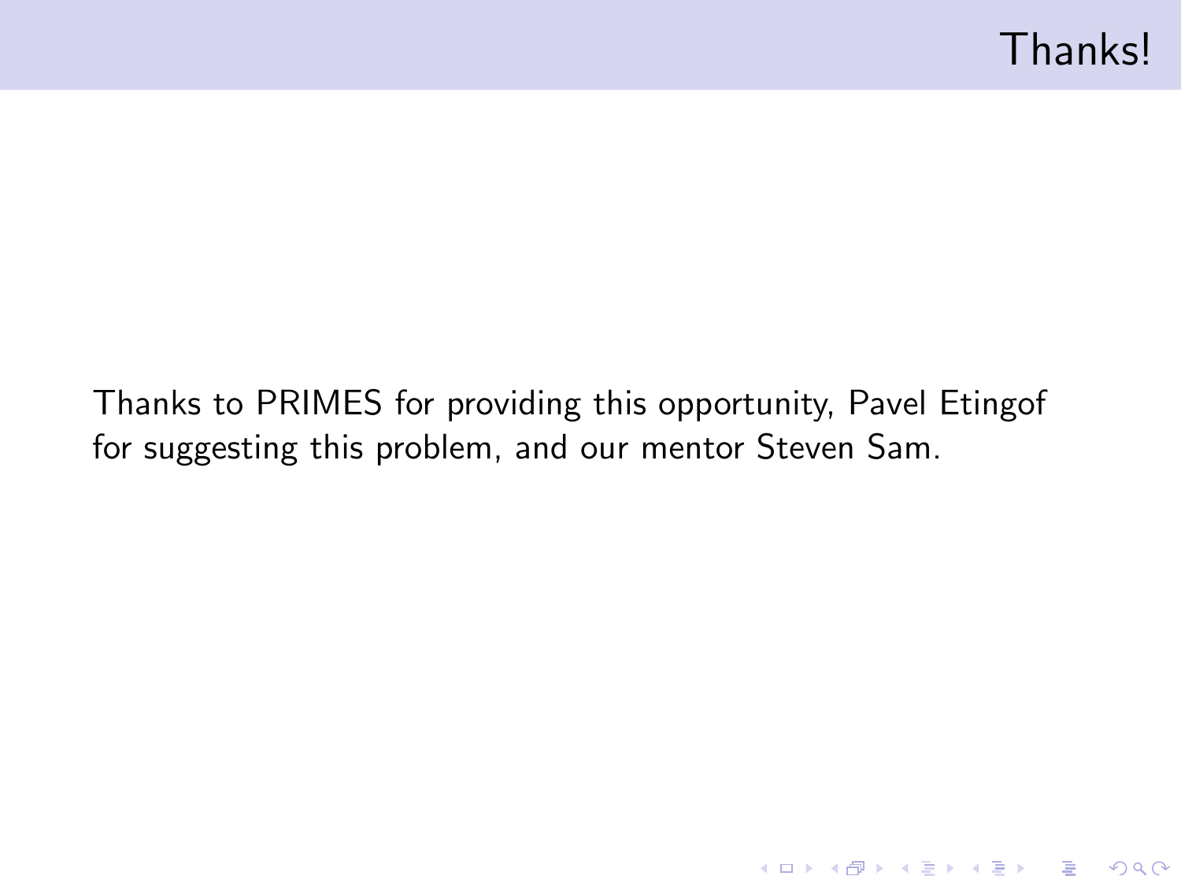# Thanks!

Thanks to PRIMES for providing this opportunity, Pavel Etingof for suggesting this problem, and our mentor Steven Sam.